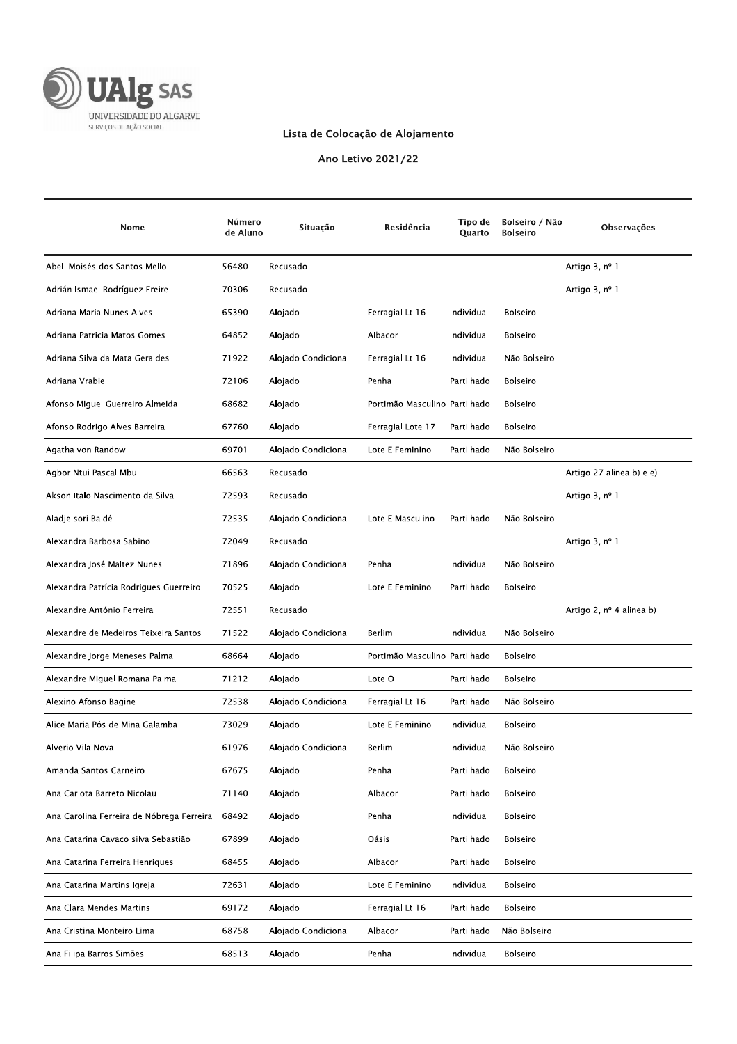Lista de Colocação de Alojamento

Ano Letivo 2021/22

| Nome | Número de Aluno | Situação | Residência | Tipo de Quarto | Bolseiro / Não Bolseiro | Observações |
|---|---|---|---|---|---|---|
| Abell Moisés dos Santos Mello | 56480 | Recusado | | | | Artigo 3, nº 1 |
| Adrián Ismael Rodríguez Freire | 70306 | Recusado | | | | Artigo 3, nº 1 |
| Adriana Maria Nunes Alves | 65390 | Alojado | Ferragial Lt 16 | Individual | Bolseiro | |
| Adriana Patricia Matos Gomes | 64852 | Alojado | Albacor | Individual | Bolseiro | |
| Adriana Silva da Mata Geraldes | 71922 | Alojado Condicional | Ferragial Lt 16 | Individual | Não Bolseiro | |
| Adriana Vrabie | 72106 | Alojado | Penha | Partilhado | Bolseiro | |
| Afonso Miguel Guerreiro Almeida | 68682 | Alojado | Portimão Masculino | Partilhado | Bolseiro | |
| Afonso Rodrigo Alves Barreira | 67760 | Alojado | Ferragial Lote 17 | Partilhado | Bolseiro | |
| Agatha von Randow | 69701 | Alojado Condicional | Lote E Feminino | Partilhado | Não Bolseiro | |
| Agbor Ntui Pascal Mbu | 66563 | Recusado | | | | Artigo 27 alinea b) e e) |
| Akson Italo Nascimento da Silva | 72593 | Recusado | | | | Artigo 3, nº 1 |
| Aladje sori Baldé | 72535 | Alojado Condicional | Lote E Masculino | Partilhado | Não Bolseiro | |
| Alexandra Barbosa Sabino | 72049 | Recusado | | | | Artigo 3, nº 1 |
| Alexandra José Maltez Nunes | 71896 | Alojado Condicional | Penha | Individual | Não Bolseiro | |
| Alexandra Patrícia Rodrigues Guerreiro | 70525 | Alojado | Lote E Feminino | Partilhado | Bolseiro | |
| Alexandre António Ferreira | 72551 | Recusado | | | | Artigo 2, nº 4 alinea b) |
| Alexandre de Medeiros Teixeira Santos | 71522 | Alojado Condicional | Berlim | Individual | Não Bolseiro | |
| Alexandre Jorge Meneses Palma | 68664 | Alojado | Portimão Masculino | Partilhado | Bolseiro | |
| Alexandre Miguel Romana Palma | 71212 | Alojado | Lote O | Partilhado | Bolseiro | |
| Alexino Afonso Bagine | 72538 | Alojado Condicional | Ferragial Lt 16 | Partilhado | Não Bolseiro | |
| Alice Maria Pós-de-Mina Galamba | 73029 | Alojado | Lote E Feminino | Individual | Bolseiro | |
| Alverio Vila Nova | 61976 | Alojado Condicional | Berlim | Individual | Não Bolseiro | |
| Amanda Santos Carneiro | 67675 | Alojado | Penha | Partilhado | Bolseiro | |
| Ana Carlota Barreto Nicolau | 71140 | Alojado | Albacor | Partilhado | Bolseiro | |
| Ana Carolina Ferreira de Nóbrega Ferreira | 68492 | Alojado | Penha | Individual | Bolseiro | |
| Ana Catarina Cavaco silva Sebastião | 67899 | Alojado | Oásis | Partilhado | Bolseiro | |
| Ana Catarina Ferreira Henriques | 68455 | Alojado | Albacor | Partilhado | Bolseiro | |
| Ana Catarina Martins Igreja | 72631 | Alojado | Lote E Feminino | Individual | Bolseiro | |
| Ana Clara Mendes Martins | 69172 | Alojado | Ferragial Lt 16 | Partilhado | Bolseiro | |
| Ana Cristina Monteiro Lima | 68758 | Alojado Condicional | Albacor | Partilhado | Não Bolseiro | |
| Ana Filipa Barros Simões | 68513 | Alojado | Penha | Individual | Bolseiro | |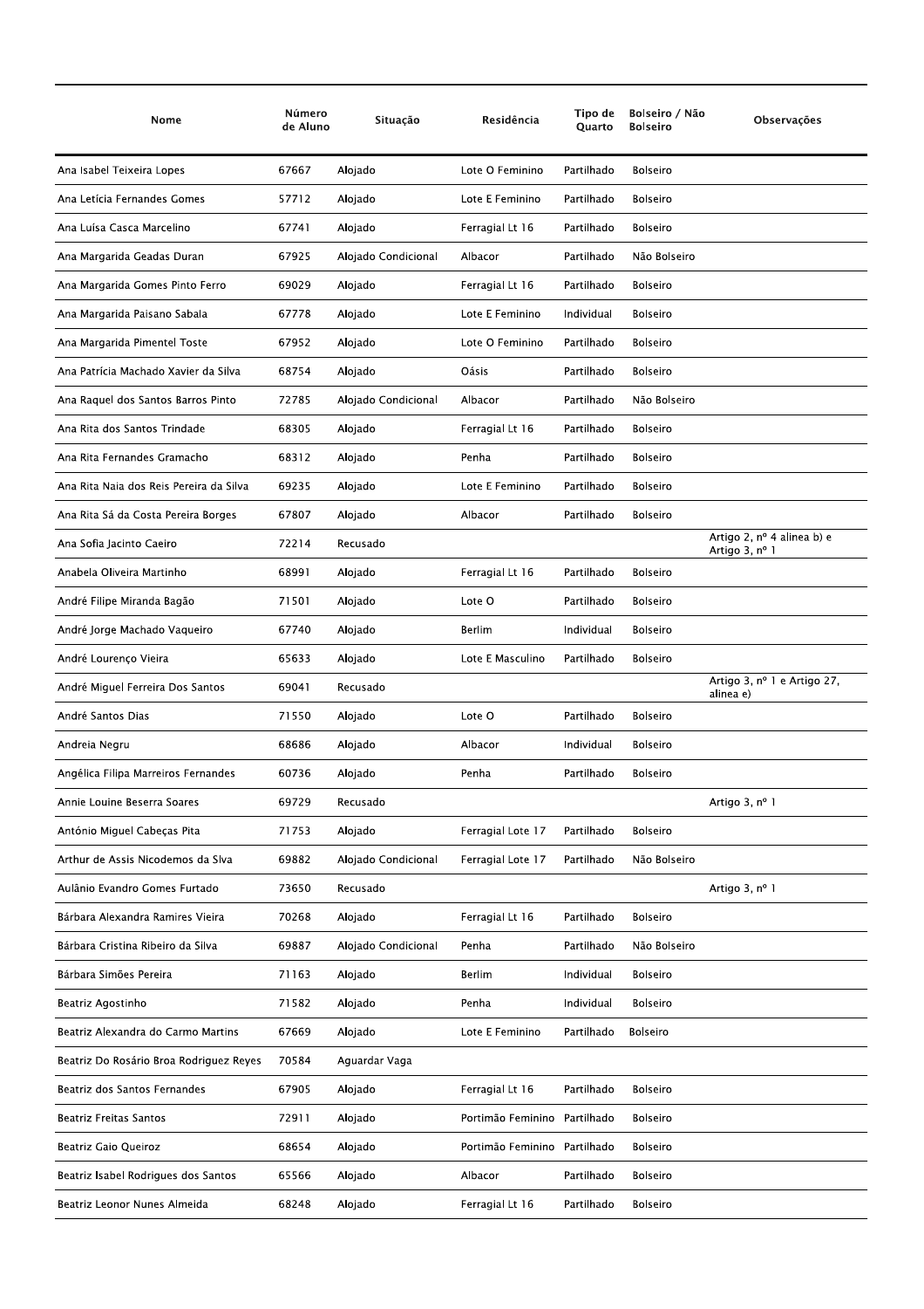| Nome | Número de Aluno | Situação | Residência | Tipo de Quarto | Bolseiro / Não Bolseiro | Observações |
|---|---|---|---|---|---|---|
| Ana Isabel Teixeira Lopes | 67667 | Alojado | Lote O Feminino | Partilhado | Bolseiro | |
| Ana Letícia Fernandes Gomes | 57712 | Alojado | Lote E Feminino | Partilhado | Bolseiro | |
| Ana Luísa Casca Marcelino | 67741 | Alojado | Ferragial Lt 16 | Partilhado | Bolseiro | |
| Ana Margarida Geadas Duran | 67925 | Alojado Condicional | Albacor | Partilhado | Não Bolseiro | |
| Ana Margarida Gomes Pinto Ferro | 69029 | Alojado | Ferragial Lt 16 | Partilhado | Bolseiro | |
| Ana Margarida Paisano Sabala | 67778 | Alojado | Lote E Feminino | Individual | Bolseiro | |
| Ana Margarida Pimentel Toste | 67952 | Alojado | Lote O Feminino | Partilhado | Bolseiro | |
| Ana Patrícia Machado Xavier da Silva | 68754 | Alojado | Oásis | Partilhado | Bolseiro | |
| Ana Raquel dos Santos Barros Pinto | 72785 | Alojado Condicional | Albacor | Partilhado | Não Bolseiro | |
| Ana Rita dos Santos Trindade | 68305 | Alojado | Ferragial Lt 16 | Partilhado | Bolseiro | |
| Ana Rita Fernandes Gramacho | 68312 | Alojado | Penha | Partilhado | Bolseiro | |
| Ana Rita Naia dos Reis Pereira da Silva | 69235 | Alojado | Lote E Feminino | Partilhado | Bolseiro | |
| Ana Rita Sá da Costa Pereira Borges | 67807 | Alojado | Albacor | Partilhado | Bolseiro | |
| Ana Sofia Jacinto Caeiro | 72214 | Recusado | | | | Artigo 2, nº 4 alinea b) e Artigo 3, nº 1 |
| Anabela Oliveira Martinho | 68991 | Alojado | Ferragial Lt 16 | Partilhado | Bolseiro | |
| André Filipe Miranda Bagão | 71501 | Alojado | Lote O | Partilhado | Bolseiro | |
| André Jorge Machado Vaqueiro | 67740 | Alojado | Berlim | Individual | Bolseiro | |
| André Lourenço Vieira | 65633 | Alojado | Lote E Masculino | Partilhado | Bolseiro | |
| André Miguel Ferreira Dos Santos | 69041 | Recusado | | | | Artigo 3, nº 1 e Artigo 27, alinea e) |
| André Santos Dias | 71550 | Alojado | Lote O | Partilhado | Bolseiro | |
| Andreia Negru | 68686 | Alojado | Albacor | Individual | Bolseiro | |
| Angélica Filipa Marreiros Fernandes | 60736 | Alojado | Penha | Partilhado | Bolseiro | |
| Annie Louine Beserra Soares | 69729 | Recusado | | | | Artigo 3, nº 1 |
| António Miguel Cabeças Pita | 71753 | Alojado | Ferragial Lote 17 | Partilhado | Bolseiro | |
| Arthur de Assis Nicodemos da Slva | 69882 | Alojado Condicional | Ferragial Lote 17 | Partilhado | Não Bolseiro | |
| Aulânio Evandro Gomes Furtado | 73650 | Recusado | | | | Artigo 3, nº 1 |
| Bárbara Alexandra Ramires Vieira | 70268 | Alojado | Ferragial Lt 16 | Partilhado | Bolseiro | |
| Bárbara Cristina Ribeiro da Silva | 69887 | Alojado Condicional | Penha | Partilhado | Não Bolseiro | |
| Bárbara Simões Pereira | 71163 | Alojado | Berlim | Individual | Bolseiro | |
| Beatriz Agostinho | 71582 | Alojado | Penha | Individual | Bolseiro | |
| Beatriz Alexandra do Carmo Martins | 67669 | Alojado | Lote E Feminino | Partilhado | Bolseiro | |
| Beatriz Do Rosário Broa Rodriguez Reyes | 70584 | Aguardar Vaga | | | | |
| Beatriz dos Santos Fernandes | 67905 | Alojado | Ferragial Lt 16 | Partilhado | Bolseiro | |
| Beatriz Freitas Santos | 72911 | Alojado | Portimão Feminino | Partilhado | Bolseiro | |
| Beatriz Gaio Queiroz | 68654 | Alojado | Portimão Feminino | Partilhado | Bolseiro | |
| Beatriz Isabel Rodrigues dos Santos | 65566 | Alojado | Albacor | Partilhado | Bolseiro | |
| Beatriz Leonor Nunes Almeida | 68248 | Alojado | Ferragial Lt 16 | Partilhado | Bolseiro | |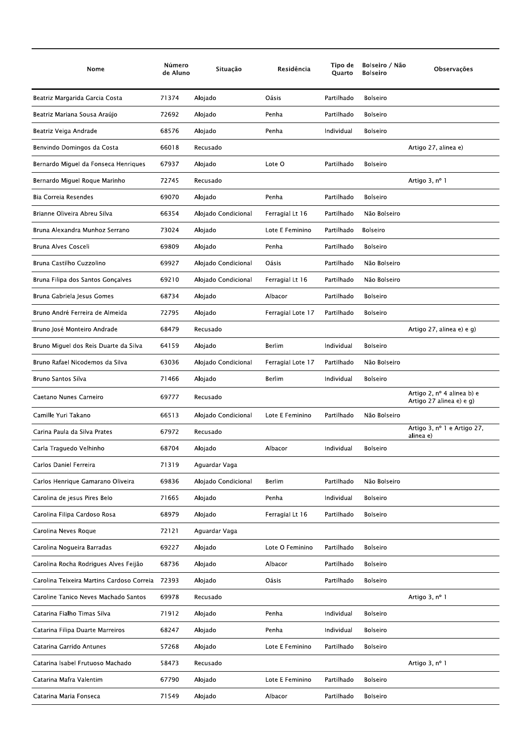| Nome | Número de Aluno | Situação | Residência | Tipo de Quarto | Bolseiro / Não Bolseiro | Observações |
|---|---|---|---|---|---|---|
| Beatriz Margarida Garcia Costa | 71374 | Alojado | Oásis | Partilhado | Bolseiro | |
| Beatriz Mariana Sousa Araújo | 72692 | Alojado | Penha | Partilhado | Bolseiro | |
| Beatriz Veiga Andrade | 68576 | Alojado | Penha | Individual | Bolseiro | |
| Benvindo Domingos da Costa | 66018 | Recusado | | | | Artigo 27, alinea e) |
| Bernardo Miguel da Fonseca Henriques | 67937 | Alojado | Lote O | Partilhado | Bolseiro | |
| Bernardo Miguel Roque Marinho | 72745 | Recusado | | | | Artigo 3, nº 1 |
| Bia Correia Resendes | 69070 | Alojado | Penha | Partilhado | Bolseiro | |
| Brianne Oliveira Abreu Silva | 66354 | Alojado Condicional | Ferragial Lt 16 | Partilhado | Não Bolseiro | |
| Bruna Alexandra Munhoz Serrano | 73024 | Alojado | Lote E Feminino | Partilhado | Bolseiro | |
| Bruna Alves Cosceli | 69809 | Alojado | Penha | Partilhado | Bolseiro | |
| Bruna Castilho Cuzzolino | 69927 | Alojado Condicional | Oásis | Partilhado | Não Bolseiro | |
| Bruna Filipa dos Santos Gonçalves | 69210 | Alojado Condicional | Ferragial Lt 16 | Partilhado | Não Bolseiro | |
| Bruna Gabriela Jesus Gomes | 68734 | Alojado | Albacor | Partilhado | Bolseiro | |
| Bruno André Ferreira de Almeida | 72795 | Alojado | Ferragial Lote 17 | Partilhado | Bolseiro | |
| Bruno José Monteiro Andrade | 68479 | Recusado | | | | Artigo 27, alinea e) e g) |
| Bruno Miguel dos Reis Duarte da Silva | 64159 | Alojado | Berlim | Individual | Bolseiro | |
| Bruno Rafael Nicodemos da Silva | 63036 | Alojado Condicional | Ferragial Lote 17 | Partilhado | Não Bolseiro | |
| Bruno Santos Silva | 71466 | Alojado | Berlim | Individual | Bolseiro | |
| Caetano Nunes Carneiro | 69777 | Recusado | | | | Artigo 2, nº 4 alinea b) e Artigo 27 alinea e) e g) |
| Camille Yuri Takano | 66513 | Alojado Condicional | Lote E Feminino | Partilhado | Não Bolseiro | |
| Carina Paula da Silva Prates | 67972 | Recusado | | | | Artigo 3, nº 1 e Artigo 27, alinea e) |
| Carla Traguedo Velhinho | 68704 | Alojado | Albacor | Individual | Bolseiro | |
| Carlos Daniel Ferreira | 71319 | Aguardar Vaga | | | | |
| Carlos Henrique Gamarano Oliveira | 69836 | Alojado Condicional | Berlim | Partilhado | Não Bolseiro | |
| Carolina de jesus Pires Belo | 71665 | Alojado | Penha | Individual | Bolseiro | |
| Carolina Filipa Cardoso Rosa | 68979 | Alojado | Ferragial Lt 16 | Partilhado | Bolseiro | |
| Carolina Neves Roque | 72121 | Aguardar Vaga | | | | |
| Carolina Nogueira Barradas | 69227 | Alojado | Lote O Feminino | Partilhado | Bolseiro | |
| Carolina Rocha Rodrigues Alves Feijão | 68736 | Alojado | Albacor | Partilhado | Bolseiro | |
| Carolina Teixeira Martins Cardoso Correia | 72393 | Alojado | Oásis | Partilhado | Bolseiro | |
| Caroline Tanico Neves Machado Santos | 69978 | Recusado | | | | Artigo 3, nº 1 |
| Catarina Fialho Timas Silva | 71912 | Alojado | Penha | Individual | Bolseiro | |
| Catarina Filipa Duarte Marreiros | 68247 | Alojado | Penha | Individual | Bolseiro | |
| Catarina Garrido Antunes | 57268 | Alojado | Lote E Feminino | Partilhado | Bolseiro | |
| Catarina Isabel Frutuoso Machado | 58473 | Recusado | | | | Artigo 3, nº 1 |
| Catarina Mafra Valentim | 67790 | Alojado | Lote E Feminino | Partilhado | Bolseiro | |
| Catarina Maria Fonseca | 71549 | Alojado | Albacor | Partilhado | Bolseiro | |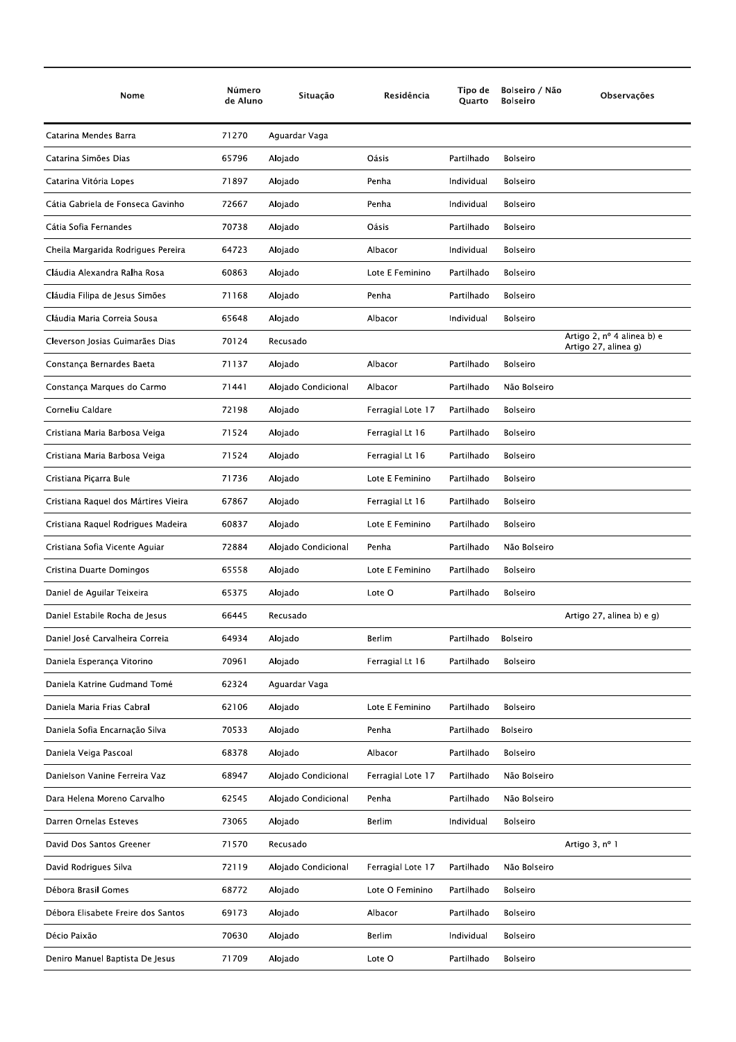| Nome | Número de Aluno | Situação | Residência | Tipo de Quarto | Bolseiro / Não Bolseiro | Observações |
|---|---|---|---|---|---|---|
| Catarina Mendes Barra | 71270 | Aguardar Vaga | | | | |
| Catarina Simões Dias | 65796 | Alojado | Oásis | Partilhado | Bolseiro | |
| Catarina Vitória Lopes | 71897 | Alojado | Penha | Individual | Bolseiro | |
| Cátia Gabriela de Fonseca Gavinho | 72667 | Alojado | Penha | Individual | Bolseiro | |
| Cátia Sofia Fernandes | 70738 | Alojado | Oásis | Partilhado | Bolseiro | |
| Cheila Margarida Rodrigues Pereira | 64723 | Alojado | Albacor | Individual | Bolseiro | |
| Cláudia Alexandra Ralha Rosa | 60863 | Alojado | Lote E Feminino | Partilhado | Bolseiro | |
| Cláudia Filipa de Jesus Simões | 71168 | Alojado | Penha | Partilhado | Bolseiro | |
| Cláudia Maria Correia Sousa | 65648 | Alojado | Albacor | Individual | Bolseiro | |
| Cleverson Josias Guimarães Dias | 70124 | Recusado | | | | Artigo 2, nº 4 alinea b) e Artigo 27, alinea g) |
| Constança Bernardes Baeta | 71137 | Alojado | Albacor | Partilhado | Bolseiro | |
| Constança Marques do Carmo | 71441 | Alojado Condicional | Albacor | Partilhado | Não Bolseiro | |
| Corneliu Caldare | 72198 | Alojado | Ferragial Lote 17 | Partilhado | Bolseiro | |
| Cristiana Maria Barbosa Veiga | 71524 | Alojado | Ferragial Lt 16 | Partilhado | Bolseiro | |
| Cristiana Maria Barbosa Veiga | 71524 | Alojado | Ferragial Lt 16 | Partilhado | Bolseiro | |
| Cristiana Piçarra Bule | 71736 | Alojado | Lote E Feminino | Partilhado | Bolseiro | |
| Cristiana Raquel dos Mártires Vieira | 67867 | Alojado | Ferragial Lt 16 | Partilhado | Bolseiro | |
| Cristiana Raquel Rodrigues Madeira | 60837 | Alojado | Lote E Feminino | Partilhado | Bolseiro | |
| Cristiana Sofia Vicente Aguiar | 72884 | Alojado Condicional | Penha | Partilhado | Não Bolseiro | |
| Cristina Duarte Domingos | 65558 | Alojado | Lote E Feminino | Partilhado | Bolseiro | |
| Daniel de Aguilar Teixeira | 65375 | Alojado | Lote O | Partilhado | Bolseiro | |
| Daniel Estabile Rocha de Jesus | 66445 | Recusado | | | | Artigo 27, alinea b) e g) |
| Daniel José Carvalheira Correia | 64934 | Alojado | Berlim | Partilhado | Bolseiro | |
| Daniela Esperança Vitorino | 70961 | Alojado | Ferragial Lt 16 | Partilhado | Bolseiro | |
| Daniela Katrine Gudmand Tomé | 62324 | Aguardar Vaga | | | | |
| Daniela Maria Frias Cabral | 62106 | Alojado | Lote E Feminino | Partilhado | Bolseiro | |
| Daniela Sofia Encarnação Silva | 70533 | Alojado | Penha | Partilhado | Bolseiro | |
| Daniela Veiga Pascoal | 68378 | Alojado | Albacor | Partilhado | Bolseiro | |
| Danielson Vanine Ferreira Vaz | 68947 | Alojado Condicional | Ferragial Lote 17 | Partilhado | Não Bolseiro | |
| Dara Helena Moreno Carvalho | 62545 | Alojado Condicional | Penha | Partilhado | Não Bolseiro | |
| Darren Ornelas Esteves | 73065 | Alojado | Berlim | Individual | Bolseiro | |
| David Dos Santos Greener | 71570 | Recusado | | | | Artigo 3, nº 1 |
| David Rodrigues Silva | 72119 | Alojado Condicional | Ferragial Lote 17 | Partilhado | Não Bolseiro | |
| Débora Brasil Gomes | 68772 | Alojado | Lote O Feminino | Partilhado | Bolseiro | |
| Débora Elisabete Freire dos Santos | 69173 | Alojado | Albacor | Partilhado | Bolseiro | |
| Décio Paixão | 70630 | Alojado | Berlim | Individual | Bolseiro | |
| Deniro Manuel Baptista De Jesus | 71709 | Alojado | Lote O | Partilhado | Bolseiro | |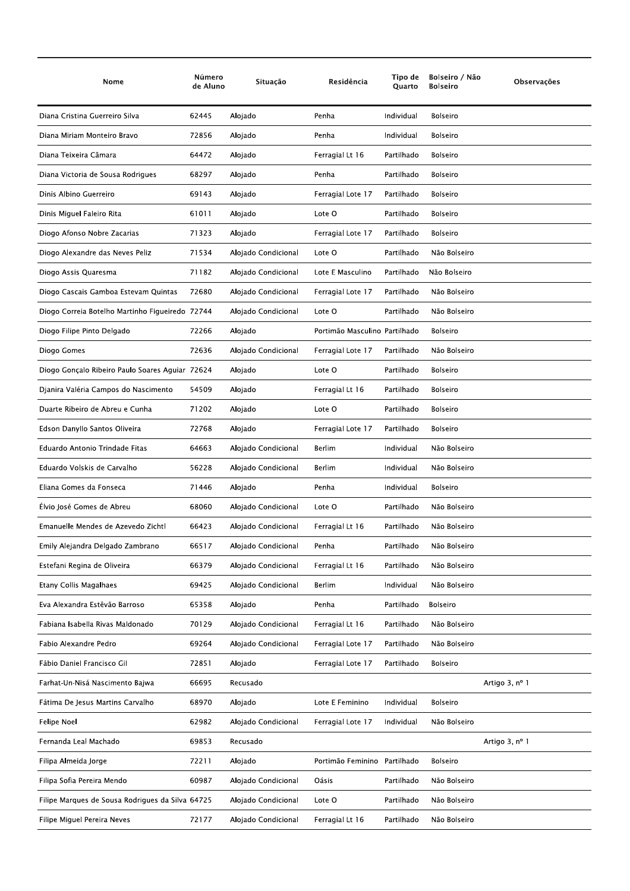| Nome | Número de Aluno | Situação | Residência | Tipo de Quarto | Bolseiro / Não Bolseiro | Observações |
|---|---|---|---|---|---|---|
| Diana Cristina Guerreiro Silva | 62445 | Alojado | Penha | Individual | Bolseiro | |
| Diana Miriam Monteiro Bravo | 72856 | Alojado | Penha | Individual | Bolseiro | |
| Diana Teixeira Câmara | 64472 | Alojado | Ferragial Lt 16 | Partilhado | Bolseiro | |
| Diana Victoria de Sousa Rodrigues | 68297 | Alojado | Penha | Partilhado | Bolseiro | |
| Dinis Albino Guerreiro | 69143 | Alojado | Ferragial Lote 17 | Partilhado | Bolseiro | |
| Dinis Miguel Faleiro Rita | 61011 | Alojado | Lote O | Partilhado | Bolseiro | |
| Diogo Afonso Nobre Zacarias | 71323 | Alojado | Ferragial Lote 17 | Partilhado | Bolseiro | |
| Diogo Alexandre das Neves Peliz | 71534 | Alojado Condicional | Lote O | Partilhado | Não Bolseiro | |
| Diogo Assis Quaresma | 71182 | Alojado Condicional | Lote E Masculino | Partilhado | Não Bolseiro | |
| Diogo Cascais Gamboa Estevam Quintas | 72680 | Alojado Condicional | Ferragial Lote 17 | Partilhado | Não Bolseiro | |
| Diogo Correia Botelho Martinho Figueiredo | 72744 | Alojado Condicional | Lote O | Partilhado | Não Bolseiro | |
| Diogo Filipe Pinto Delgado | 72266 | Alojado | Portimão Masculino | Partilhado | Bolseiro | |
| Diogo Gomes | 72636 | Alojado Condicional | Ferragial Lote 17 | Partilhado | Não Bolseiro | |
| Diogo Gonçalo Ribeiro Paulo Soares Aguiar | 72624 | Alojado | Lote O | Partilhado | Bolseiro | |
| Djanira Valéria Campos do Nascimento | 54509 | Alojado | Ferragial Lt 16 | Partilhado | Bolseiro | |
| Duarte Ribeiro de Abreu e Cunha | 71202 | Alojado | Lote O | Partilhado | Bolseiro | |
| Edson Danyllo Santos Oliveira | 72768 | Alojado | Ferragial Lote 17 | Partilhado | Bolseiro | |
| Eduardo Antonio Trindade Fitas | 64663 | Alojado Condicional | Berlim | Individual | Não Bolseiro | |
| Eduardo Volskis de Carvalho | 56228 | Alojado Condicional | Berlim | Individual | Não Bolseiro | |
| Eliana Gomes da Fonseca | 71446 | Alojado | Penha | Individual | Bolseiro | |
| Élvio José Gomes de Abreu | 68060 | Alojado Condicional | Lote O | Partilhado | Não Bolseiro | |
| Emanuelle Mendes de Azevedo Zichtl | 66423 | Alojado Condicional | Ferragial Lt 16 | Partilhado | Não Bolseiro | |
| Emily Alejandra Delgado Zambrano | 66517 | Alojado Condicional | Penha | Partilhado | Não Bolseiro | |
| Estefani Regina de Oliveira | 66379 | Alojado Condicional | Ferragial Lt 16 | Partilhado | Não Bolseiro | |
| Etany Collis Magalhaes | 69425 | Alojado Condicional | Berlim | Individual | Não Bolseiro | |
| Eva Alexandra Estêvão Barroso | 65358 | Alojado | Penha | Partilhado | Bolseiro | |
| Fabiana Isabella Rivas Maldonado | 70129 | Alojado Condicional | Ferragial Lt 16 | Partilhado | Não Bolseiro | |
| Fabio Alexandre Pedro | 69264 | Alojado Condicional | Ferragial Lote 17 | Partilhado | Não Bolseiro | |
| Fábio Daniel Francisco Gil | 72851 | Alojado | Ferragial Lote 17 | Partilhado | Bolseiro | |
| Farhat-Un-Nisá Nascimento Bajwa | 66695 | Recusado | | | | Artigo 3, nº 1 |
| Fátima De Jesus Martins Carvalho | 68970 | Alojado | Lote E Feminino | Individual | Bolseiro | |
| Felipe Noel | 62982 | Alojado Condicional | Ferragial Lote 17 | Individual | Não Bolseiro | |
| Fernanda Leal Machado | 69853 | Recusado | | | | Artigo 3, nº 1 |
| Filipa Almeida Jorge | 72211 | Alojado | Portimão Feminino | Partilhado | Bolseiro | |
| Filipa Sofia Pereira Mendo | 60987 | Alojado Condicional | Oásis | Partilhado | Não Bolseiro | |
| Filipe Marques de Sousa Rodrigues da Silva | 64725 | Alojado Condicional | Lote O | Partilhado | Não Bolseiro | |
| Filipe Miguel Pereira Neves | 72177 | Alojado Condicional | Ferragial Lt 16 | Partilhado | Não Bolseiro | |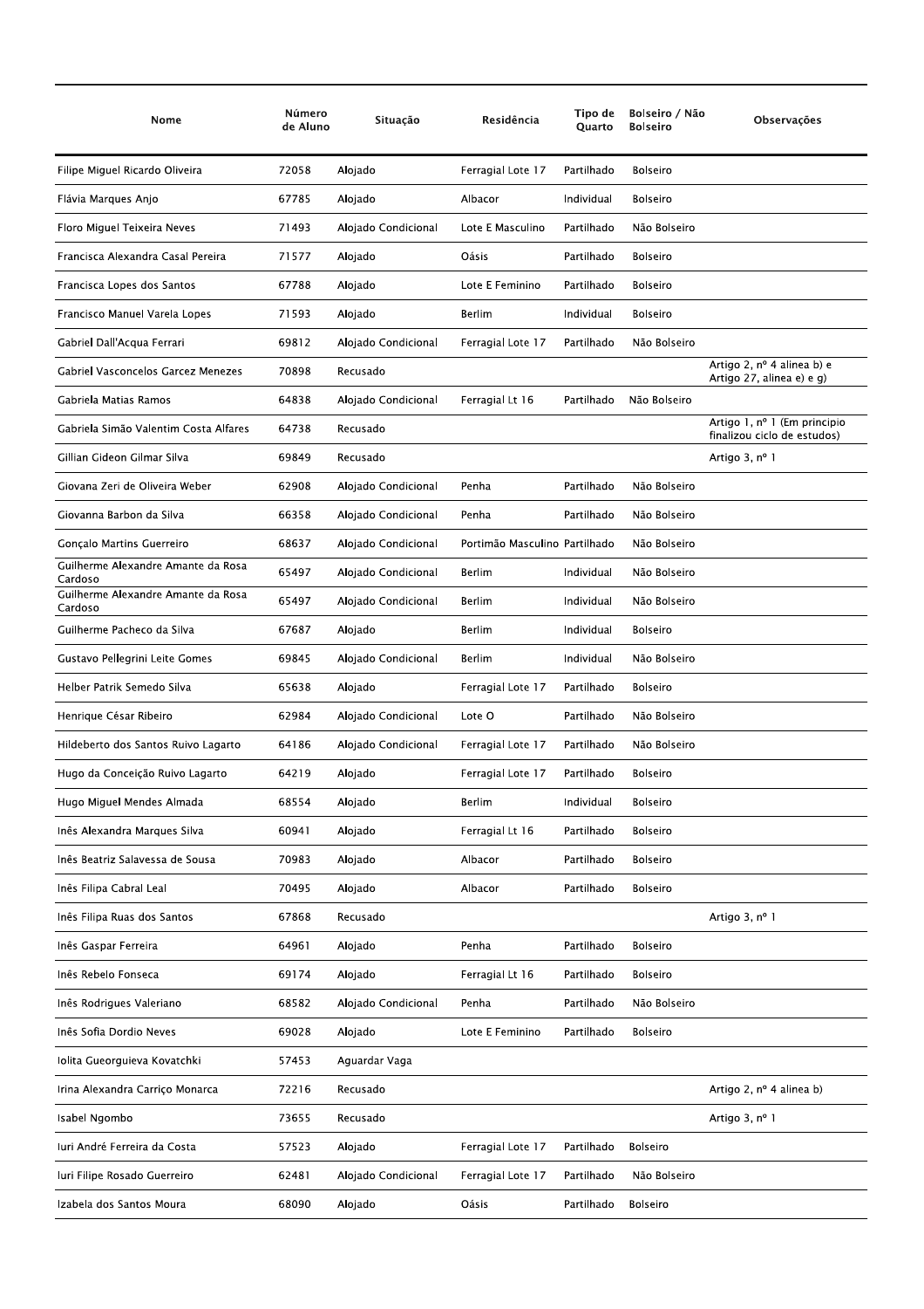| Nome | Número de Aluno | Situação | Residência | Tipo de Quarto | Bolseiro / Não Bolseiro | Observações |
|---|---|---|---|---|---|---|
| Filipe Miguel Ricardo Oliveira | 72058 | Alojado | Ferragial Lote 17 | Partilhado | Bolseiro | |
| Flávia Marques Anjo | 67785 | Alojado | Albacor | Individual | Bolseiro | |
| Floro Miguel Teixeira Neves | 71493 | Alojado Condicional | Lote E Masculino | Partilhado | Não Bolseiro | |
| Francisca Alexandra Casal Pereira | 71577 | Alojado | Oásis | Partilhado | Bolseiro | |
| Francisca Lopes dos Santos | 67788 | Alojado | Lote E Feminino | Partilhado | Bolseiro | |
| Francisco Manuel Varela Lopes | 71593 | Alojado | Berlim | Individual | Bolseiro | |
| Gabriel Dall'Acqua Ferrari | 69812 | Alojado Condicional | Ferragial Lote 17 | Partilhado | Não Bolseiro | |
| Gabriel Vasconcelos Garcez Menezes | 70898 | Recusado | | | | Artigo 2, nº 4 alinea b) e Artigo 27, alinea e) e g) |
| Gabriela Matias Ramos | 64838 | Alojado Condicional | Ferragial Lt 16 | Partilhado | Não Bolseiro | |
| Gabriela Simão Valentim Costa Alfares | 64738 | Recusado | | | | Artigo 1, nº 1 (Em principio finalizou ciclo de estudos) |
| Gillian Gideon Gilmar Silva | 69849 | Recusado | | | | Artigo 3, nº 1 |
| Giovana Zeri de Oliveira Weber | 62908 | Alojado Condicional | Penha | Partilhado | Não Bolseiro | |
| Giovanna Barbon da Silva | 66358 | Alojado Condicional | Penha | Partilhado | Não Bolseiro | |
| Gonçalo Martins Guerreiro | 68637 | Alojado Condicional | Portimão Masculino | Partilhado | Não Bolseiro | |
| Guilherme Alexandre Amante da Rosa Cardoso | 65497 | Alojado Condicional | Berlim | Individual | Não Bolseiro | |
| Guilherme Alexandre Amante da Rosa Cardoso | 65497 | Alojado Condicional | Berlim | Individual | Não Bolseiro | |
| Guilherme Pacheco da Silva | 67687 | Alojado | Berlim | Individual | Bolseiro | |
| Gustavo Pellegrini Leite Gomes | 69845 | Alojado Condicional | Berlim | Individual | Não Bolseiro | |
| Helber Patrik Semedo Silva | 65638 | Alojado | Ferragial Lote 17 | Partilhado | Bolseiro | |
| Henrique César Ribeiro | 62984 | Alojado Condicional | Lote O | Partilhado | Não Bolseiro | |
| Hildeberto dos Santos Ruivo Lagarto | 64186 | Alojado Condicional | Ferragial Lote 17 | Partilhado | Não Bolseiro | |
| Hugo da Conceição Ruivo Lagarto | 64219 | Alojado | Ferragial Lote 17 | Partilhado | Bolseiro | |
| Hugo Miguel Mendes Almada | 68554 | Alojado | Berlim | Individual | Bolseiro | |
| Inês Alexandra Marques Silva | 60941 | Alojado | Ferragial Lt 16 | Partilhado | Bolseiro | |
| Inês Beatriz Salavessa de Sousa | 70983 | Alojado | Albacor | Partilhado | Bolseiro | |
| Inês Filipa Cabral Leal | 70495 | Alojado | Albacor | Partilhado | Bolseiro | |
| Inês Filipa Ruas dos Santos | 67868 | Recusado | | | | Artigo 3, nº 1 |
| Inês Gaspar Ferreira | 64961 | Alojado | Penha | Partilhado | Bolseiro | |
| Inês Rebelo Fonseca | 69174 | Alojado | Ferragial Lt 16 | Partilhado | Bolseiro | |
| Inês Rodrigues Valeriano | 68582 | Alojado Condicional | Penha | Partilhado | Não Bolseiro | |
| Inês Sofia Dordio Neves | 69028 | Alojado | Lote E Feminino | Partilhado | Bolseiro | |
| Iolita Gueorguieva Kovatchki | 57453 | Aguardar Vaga | | | | |
| Irina Alexandra Carriço Monarca | 72216 | Recusado | | | | Artigo 2, nº 4 alinea b) |
| Isabel Ngombo | 73655 | Recusado | | | | Artigo 3, nº 1 |
| Iuri André Ferreira da Costa | 57523 | Alojado | Ferragial Lote 17 | Partilhado | Bolseiro | |
| Iuri Filipe Rosado Guerreiro | 62481 | Alojado Condicional | Ferragial Lote 17 | Partilhado | Não Bolseiro | |
| Izabela dos Santos Moura | 68090 | Alojado | Oásis | Partilhado | Bolseiro | |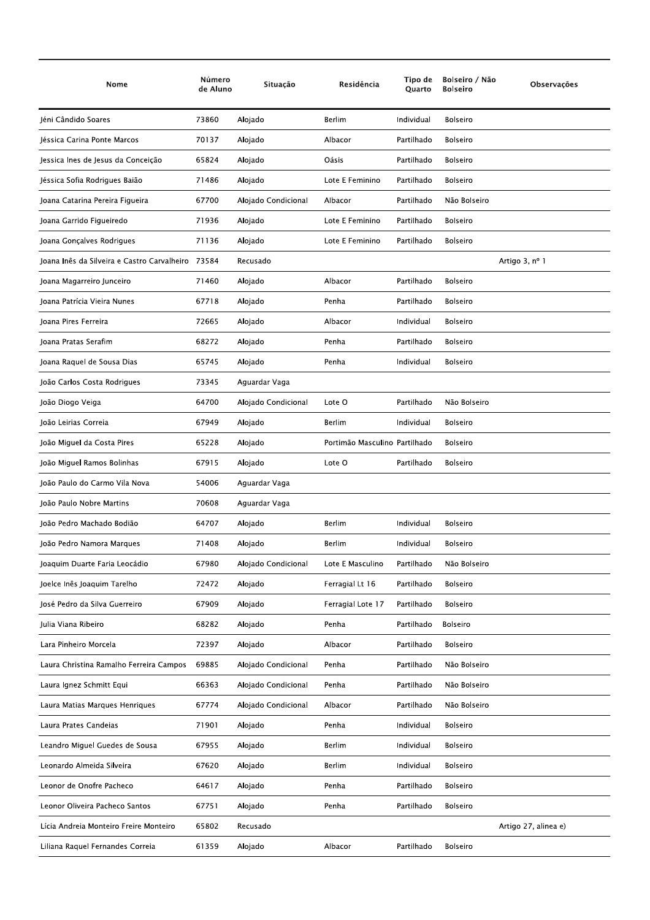| Nome | Número de Aluno | Situação | Residência | Tipo de Quarto | Bolseiro / Não Bolseiro | Observações |
|---|---|---|---|---|---|---|
| Jéni Cândido Soares | 73860 | Alojado | Berlim | Individual | Bolseiro | |
| Jéssica Carina Ponte Marcos | 70137 | Alojado | Albacor | Partilhado | Bolseiro | |
| Jessica Ines de Jesus da Conceição | 65824 | Alojado | Oásis | Partilhado | Bolseiro | |
| Jéssica Sofia Rodrigues Baião | 71486 | Alojado | Lote E Feminino | Partilhado | Bolseiro | |
| Joana Catarina Pereira Figueira | 67700 | Alojado Condicional | Albacor | Partilhado | Não Bolseiro | |
| Joana Garrido Figueiredo | 71936 | Alojado | Lote E Feminino | Partilhado | Bolseiro | |
| Joana Gonçalves Rodrigues | 71136 | Alojado | Lote E Feminino | Partilhado | Bolseiro | |
| Joana Inês da Silveira e Castro Carvalheiro | 73584 | Recusado | | | | Artigo 3, nº 1 |
| Joana Magarreiro Junceiro | 71460 | Alojado | Albacor | Partilhado | Bolseiro | |
| Joana Patrícia Vieira Nunes | 67718 | Alojado | Penha | Partilhado | Bolseiro | |
| Joana Pires Ferreira | 72665 | Alojado | Albacor | Individual | Bolseiro | |
| Joana Pratas Serafim | 68272 | Alojado | Penha | Partilhado | Bolseiro | |
| Joana Raquel de Sousa Dias | 65745 | Alojado | Penha | Individual | Bolseiro | |
| João Carlos Costa Rodrigues | 73345 | Aguardar Vaga | | | | |
| João Diogo Veiga | 64700 | Alojado Condicional | Lote O | Partilhado | Não Bolseiro | |
| João Leirias Correia | 67949 | Alojado | Berlim | Individual | Bolseiro | |
| João Miguel da Costa Pires | 65228 | Alojado | Portimão Masculino | Partilhado | Bolseiro | |
| João Miguel Ramos Bolinhas | 67915 | Alojado | Lote O | Partilhado | Bolseiro | |
| João Paulo do Carmo Vila Nova | 54006 | Aguardar Vaga | | | | |
| João Paulo Nobre Martins | 70608 | Aguardar Vaga | | | | |
| João Pedro Machado Bodião | 64707 | Alojado | Berlim | Individual | Bolseiro | |
| João Pedro Namora Marques | 71408 | Alojado | Berlim | Individual | Bolseiro | |
| Joaquim Duarte Faria Leocádio | 67980 | Alojado Condicional | Lote E Masculino | Partilhado | Não Bolseiro | |
| Joelce Inês Joaquim Tarelho | 72472 | Alojado | Ferragial Lt 16 | Partilhado | Bolseiro | |
| José Pedro da Silva Guerreiro | 67909 | Alojado | Ferragial Lote 17 | Partilhado | Bolseiro | |
| Julia Viana Ribeiro | 68282 | Alojado | Penha | Partilhado | Bolseiro | |
| Lara Pinheiro Morcela | 72397 | Alojado | Albacor | Partilhado | Bolseiro | |
| Laura Christina Ramalho Ferreira Campos | 69885 | Alojado Condicional | Penha | Partilhado | Não Bolseiro | |
| Laura Ignez Schmitt Equi | 66363 | Alojado Condicional | Penha | Partilhado | Não Bolseiro | |
| Laura Matias Marques Henriques | 67774 | Alojado Condicional | Albacor | Partilhado | Não Bolseiro | |
| Laura Prates Candeias | 71901 | Alojado | Penha | Individual | Bolseiro | |
| Leandro Miguel Guedes de Sousa | 67955 | Alojado | Berlim | Individual | Bolseiro | |
| Leonardo Almeida Silveira | 67620 | Alojado | Berlim | Individual | Bolseiro | |
| Leonor de Onofre Pacheco | 64617 | Alojado | Penha | Partilhado | Bolseiro | |
| Leonor Oliveira Pacheco Santos | 67751 | Alojado | Penha | Partilhado | Bolseiro | |
| Lícia Andreia Monteiro Freire Monteiro | 65802 | Recusado | | | | Artigo 27, alinea e) |
| Liliana Raquel Fernandes Correia | 61359 | Alojado | Albacor | Partilhado | Bolseiro | |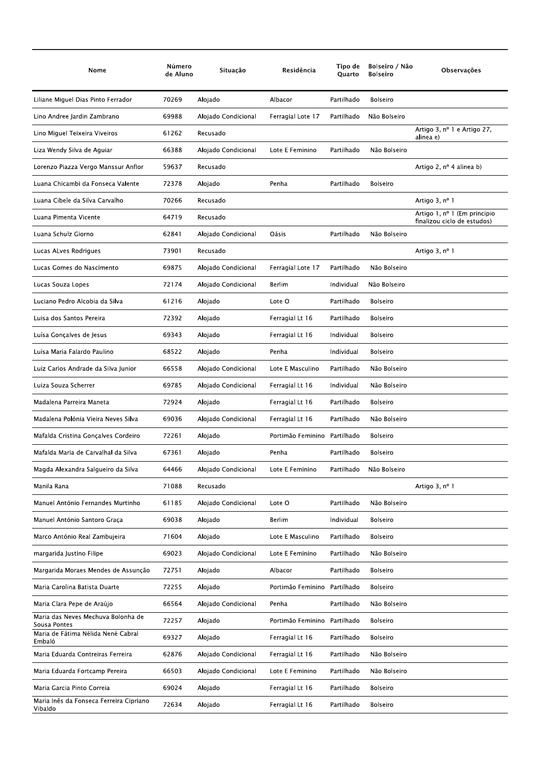| Nome | Número de Aluno | Situação | Residência | Tipo de Quarto | Bolseiro / Não Bolseiro | Observações |
|---|---|---|---|---|---|---|
| Liliane Miguel Dias Pinto Ferrador | 70269 | Alojado | Albacor | Partilhado | Bolseiro | |
| Lino Andree Jardin Zambrano | 69988 | Alojado Condicional | Ferragial Lote 17 | Partilhado | Não Bolseiro | |
| Lino Miguel Teixeira Viveiros | 61262 | Recusado | | | | Artigo 3, nº 1 e Artigo 27, alinea e) |
| Liza Wendy Silva de Aguiar | 66388 | Alojado Condicional | Lote E Feminino | Partilhado | Não Bolseiro | |
| Lorenzo Piazza Vergo Manssur Anflor | 59637 | Recusado | | | | Artigo 2, nº 4 alinea b) |
| Luana Chicambi da Fonseca Valente | 72378 | Alojado | Penha | Partilhado | Bolseiro | |
| Luana Cibele da Silva Carvalho | 70266 | Recusado | | | | Artigo 3, nº 1 |
| Luana Pimenta Vicente | 64719 | Recusado | | | | Artigo 1, nº 1 (Em principio finalizou ciclo de estudos) |
| Luana Schulz Giorno | 62841 | Alojado Condicional | Oásis | Partilhado | Não Bolseiro | |
| Lucas ALves Rodrigues | 73901 | Recusado | | | | Artigo 3, nº 1 |
| Lucas Gomes do Nascimento | 69875 | Alojado Condicional | Ferragial Lote 17 | Partilhado | Não Bolseiro | |
| Lucas Souza Lopes | 72174 | Alojado Condicional | Berlim | Individual | Não Bolseiro | |
| Luciano Pedro Alcobia da Silva | 61216 | Alojado | Lote O | Partilhado | Bolseiro | |
| Luisa dos Santos Pereira | 72392 | Alojado | Ferragial Lt 16 | Partilhado | Bolseiro | |
| Luísa Gonçalves de Jesus | 69343 | Alojado | Ferragial Lt 16 | Individual | Bolseiro | |
| Luísa Maria Falardo Paulino | 68522 | Alojado | Penha | Individual | Bolseiro | |
| Luiz Carlos Andrade da Silva Junior | 66558 | Alojado Condicional | Lote E Masculino | Partilhado | Não Bolseiro | |
| Luiza Souza Scherrer | 69785 | Alojado Condicional | Ferragial Lt 16 | Individual | Não Bolseiro | |
| Madalena Parreira Maneta | 72924 | Alojado | Ferragial Lt 16 | Partilhado | Bolseiro | |
| Madalena Polónia Vieira Neves Silva | 69036 | Alojado Condicional | Ferragial Lt 16 | Partilhado | Não Bolseiro | |
| Mafalda Cristina Gonçalves Cordeiro | 72261 | Alojado | Portimão Feminino | Partilhado | Bolseiro | |
| Mafalda Maria de Carvalhal da Silva | 67361 | Alojado | Penha | Partilhado | Bolseiro | |
| Magda Alexandra Salgueiro da Silva | 64466 | Alojado Condicional | Lote E Feminino | Partilhado | Não Bolseiro | |
| Manila Rana | 71088 | Recusado | | | | Artigo 3, nº 1 |
| Manuel António Fernandes Murtinho | 61185 | Alojado Condicional | Lote O | Partilhado | Não Bolseiro | |
| Manuel António Santoro Graça | 69038 | Alojado | Berlim | Individual | Bolseiro | |
| Marco António Real Zambujeira | 71604 | Alojado | Lote E Masculino | Partilhado | Bolseiro | |
| margarida Justino Filipe | 69023 | Alojado Condicional | Lote E Feminino | Partilhado | Não Bolseiro | |
| Margarida Moraes Mendes de Assunção | 72751 | Alojado | Albacor | Partilhado | Bolseiro | |
| Maria Carolina Batista Duarte | 72255 | Alojado | Portimão Feminino | Partilhado | Bolseiro | |
| Maria Clara Pepe de Araújo | 66564 | Alojado Condicional | Penha | Partilhado | Não Bolseiro | |
| Maria das Neves Mechuva Bolonha de Sousa Pontes | 72257 | Alojado | Portimão Feminino | Partilhado | Bolseiro | |
| Maria de Fátima Nélida Nené Cabral Embaló | 69327 | Alojado | Ferragial Lt 16 | Partilhado | Bolseiro | |
| Maria Eduarda Contreiras Ferreira | 62876 | Alojado Condicional | Ferragial Lt 16 | Partilhado | Não Bolseiro | |
| Maria Eduarda Fortcamp Pereira | 66503 | Alojado Condicional | Lote E Feminino | Partilhado | Não Bolseiro | |
| Maria Garcia Pinto Correia | 69024 | Alojado | Ferragial Lt 16 | Partilhado | Bolseiro | |
| Maria Inês da Fonseca Ferreira Cipriano Vibaldo | 72634 | Alojado | Ferragial Lt 16 | Partilhado | Bolseiro | |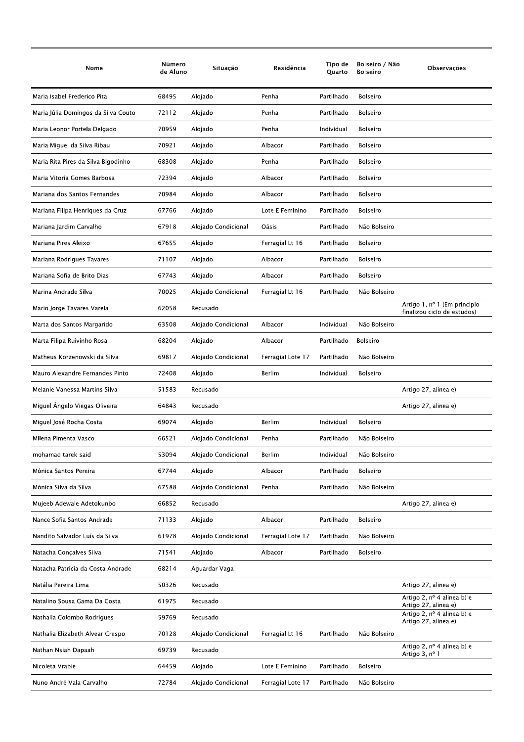| Nome | Número de Aluno | Situação | Residência | Tipo de Quarto | Bolseiro / Não Bolseiro | Observações |
|---|---|---|---|---|---|---|
| Maria Isabel Frederico Pita | 68495 | Alojado | Penha | Partilhado | Bolseiro | |
| Maria Júlia Domingos da Silva Couto | 72112 | Alojado | Penha | Partilhado | Bolseiro | |
| Maria Leonor Portela Delgado | 70959 | Alojado | Penha | Individual | Bolseiro | |
| Maria Miguel da Silva Ribau | 70921 | Alojado | Albacor | Partilhado | Bolseiro | |
| Maria Rita Pires da Silva Bigodinho | 68308 | Alojado | Penha | Partilhado | Bolseiro | |
| Maria Vitoria Gomes Barbosa | 72394 | Alojado | Albacor | Partilhado | Bolseiro | |
| Mariana dos Santos Fernandes | 70984 | Alojado | Albacor | Partilhado | Bolseiro | |
| Mariana Filipa Henriques da Cruz | 67766 | Alojado | Lote E Feminino | Partilhado | Bolseiro | |
| Mariana Jardim Carvalho | 67918 | Alojado Condicional | Oásis | Partilhado | Não Bolseiro | |
| Mariana Pires Aleixo | 67655 | Alojado | Ferragial Lt 16 | Partilhado | Bolseiro | |
| Mariana Rodrigues Tavares | 71107 | Alojado | Albacor | Partilhado | Bolseiro | |
| Mariana Sofia de Brito Dias | 67743 | Alojado | Albacor | Partilhado | Bolseiro | |
| Marina Andrade Silva | 70025 | Alojado Condicional | Ferragial Lt 16 | Partilhado | Não Bolseiro | |
| Mario Jorge Tavares Varela | 62058 | Recusado | | | | Artigo 1, nº 1 (Em principio finalizou ciclo de estudos) |
| Marta dos Santos Margarido | 63508 | Alojado Condicional | Albacor | Individual | Não Bolseiro | |
| Marta Filipa Ruivinho Rosa | 68204 | Alojado | Albacor | Partilhado | Bolseiro | |
| Matheus Korzenowski da Silva | 69817 | Alojado Condicional | Ferragial Lote 17 | Partilhado | Não Bolseiro | |
| Mauro Alexandre Fernandes Pinto | 72408 | Alojado | Berlim | Individual | Bolseiro | |
| Melanie Vanessa Martins Silva | 51583 | Recusado | | | | Artigo 27, alinea e) |
| Miguel Ângelo Viegas Oliveira | 64843 | Recusado | | | | Artigo 27, alinea e) |
| Miguel José Rocha Costa | 69074 | Alojado | Berlim | Individual | Bolseiro | |
| Milena Pimenta Vasco | 66521 | Alojado Condicional | Penha | Partilhado | Não Bolseiro | |
| mohamad tarek said | 53094 | Alojado Condicional | Berlim | Individual | Não Bolseiro | |
| Mónica Santos Pereira | 67744 | Alojado | Albacor | Partilhado | Bolseiro | |
| Mónica Silva da Silva | 67588 | Alojado Condicional | Penha | Partilhado | Não Bolseiro | |
| Mujeeb Adewale Adetokunbo | 66852 | Recusado | | | | Artigo 27, alinea e) |
| Nance Sofia Santos Andrade | 71133 | Alojado | Albacor | Partilhado | Bolseiro | |
| Nandito Salvador Luís da Silva | 61978 | Alojado Condicional | Ferragial Lote 17 | Partilhado | Não Bolseiro | |
| Natacha Gonçalves Silva | 71541 | Alojado | Albacor | Partilhado | Bolseiro | |
| Natacha Patrícia da Costa Andrade | 68214 | Aguardar Vaga | | | | |
| Natália Pereira Lima | 50326 | Recusado | | | | Artigo 27, alinea e) |
| Natalino Sousa Gama Da Costa | 61975 | Recusado | | | | Artigo 2, nº 4 alinea b) e Artigo 27, alinea e) |
| Nathalia Colombo Rodrigues | 59769 | Recusado | | | | Artigo 2, nº 4 alinea b) e Artigo 27, alinea e) |
| Nathalia Elizabeth Alvear Crespo | 70128 | Alojado Condicional | Ferragial Lt 16 | Partilhado | Não Bolseiro | |
| Nathan Nsiah Dapaah | 69739 | Recusado | | | | Artigo 2, nº 4 alinea b) e Artigo 3, nº 1 |
| Nicoleta Vrabie | 64459 | Alojado | Lote E Feminino | Partilhado | Bolseiro | |
| Nuno André Vala Carvalho | 72784 | Alojado Condicional | Ferragial Lote 17 | Partilhado | Não Bolseiro | |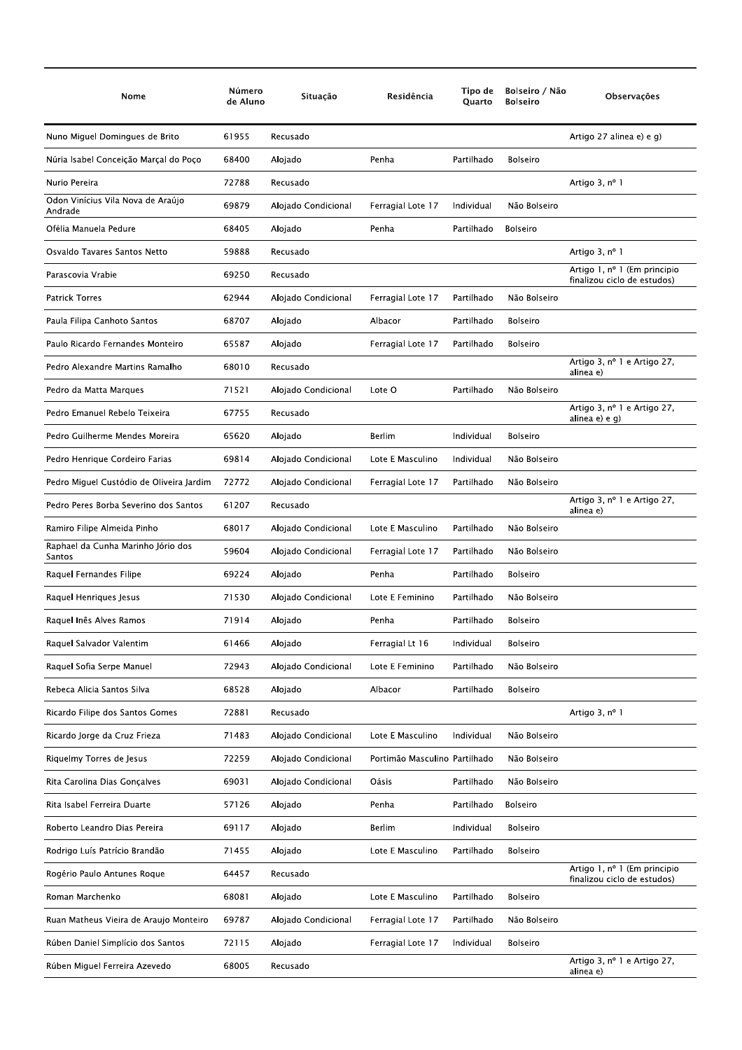| Nome | Número de Aluno | Situação | Residência | Tipo de Quarto | Bolseiro / Não Bolseiro | Observações |
|---|---|---|---|---|---|---|
| Nuno Miguel Domingues de Brito | 61955 | Recusado | | | | Artigo 27 alinea e) e g) |
| Núria Isabel Conceição Marçal do Poço | 68400 | Alojado | Penha | Partilhado | Bolseiro | |
| Nurio Pereira | 72788 | Recusado | | | | Artigo 3, nº 1 |
| Odon Vinícius Vila Nova de Araújo Andrade | 69879 | Alojado Condicional | Ferragial Lote 17 | Individual | Não Bolseiro | |
| Ofélia Manuela Pedure | 68405 | Alojado | Penha | Partilhado | Bolseiro | |
| Osvaldo Tavares Santos Netto | 59888 | Recusado | | | | Artigo 3, nº 1 |
| Parascovia Vrabie | 69250 | Recusado | | | | Artigo 1, nº 1 (Em principio finalizou ciclo de estudos) |
| Patrick Torres | 62944 | Alojado Condicional | Ferragial Lote 17 | Partilhado | Não Bolseiro | |
| Paula Filipa Canhoto Santos | 68707 | Alojado | Albacor | Partilhado | Bolseiro | |
| Paulo Ricardo Fernandes Monteiro | 65587 | Alojado | Ferragial Lote 17 | Partilhado | Bolseiro | |
| Pedro Alexandre Martins Ramalho | 68010 | Recusado | | | | Artigo 3, nº 1 e Artigo 27, alinea e) |
| Pedro da Matta Marques | 71521 | Alojado Condicional | Lote O | Partilhado | Não Bolseiro | |
| Pedro Emanuel Rebelo Teixeira | 67755 | Recusado | | | | Artigo 3, nº 1 e Artigo 27, alinea e) e g) |
| Pedro Guilherme Mendes Moreira | 65620 | Alojado | Berlim | Individual | Bolseiro | |
| Pedro Henrique Cordeiro Farias | 69814 | Alojado Condicional | Lote E Masculino | Individual | Não Bolseiro | |
| Pedro Miguel Custódio de Oliveira Jardim | 72772 | Alojado Condicional | Ferragial Lote 17 | Partilhado | Não Bolseiro | |
| Pedro Peres Borba Severino dos Santos | 61207 | Recusado | | | | Artigo 3, nº 1 e Artigo 27, alinea e) |
| Ramiro Filipe Almeida Pinho | 68017 | Alojado Condicional | Lote E Masculino | Partilhado | Não Bolseiro | |
| Raphael da Cunha Marinho Jório dos Santos | 59604 | Alojado Condicional | Ferragial Lote 17 | Partilhado | Não Bolseiro | |
| Raquel Fernandes Filipe | 69224 | Alojado | Penha | Partilhado | Bolseiro | |
| Raquel Henriques Jesus | 71530 | Alojado Condicional | Lote E Feminino | Partilhado | Não Bolseiro | |
| Raquel Inês Alves Ramos | 71914 | Alojado | Penha | Partilhado | Bolseiro | |
| Raquel Salvador Valentim | 61466 | Alojado | Ferragial Lt 16 | Individual | Bolseiro | |
| Raquel Sofia Serpe Manuel | 72943 | Alojado Condicional | Lote E Feminino | Partilhado | Não Bolseiro | |
| Rebeca Alicia Santos Silva | 68528 | Alojado | Albacor | Partilhado | Bolseiro | |
| Ricardo Filipe dos Santos Gomes | 72881 | Recusado | | | | Artigo 3, nº 1 |
| Ricardo Jorge da Cruz Frieza | 71483 | Alojado Condicional | Lote E Masculino | Individual | Não Bolseiro | |
| Riquelmy Torres de Jesus | 72259 | Alojado Condicional | Portimão Masculino | Partilhado | Não Bolseiro | |
| Rita Carolina Dias Gonçalves | 69031 | Alojado Condicional | Oásis | Partilhado | Não Bolseiro | |
| Rita Isabel Ferreira Duarte | 57126 | Alojado | Penha | Partilhado | Bolseiro | |
| Roberto Leandro Dias Pereira | 69117 | Alojado | Berlim | Individual | Bolseiro | |
| Rodrigo Luís Patrício Brandão | 71455 | Alojado | Lote E Masculino | Partilhado | Bolseiro | |
| Rogério Paulo Antunes Roque | 64457 | Recusado | | | | Artigo 1, nº 1 (Em principio finalizou ciclo de estudos) |
| Roman Marchenko | 68081 | Alojado | Lote E Masculino | Partilhado | Bolseiro | |
| Ruan Matheus Vieira de Araujo Monteiro | 69787 | Alojado Condicional | Ferragial Lote 17 | Partilhado | Não Bolseiro | |
| Rúben Daniel Simplício dos Santos | 72115 | Alojado | Ferragial Lote 17 | Individual | Bolseiro | |
| Rúben Miguel Ferreira Azevedo | 68005 | Recusado | | | | Artigo 3, nº 1 e Artigo 27, alinea e) |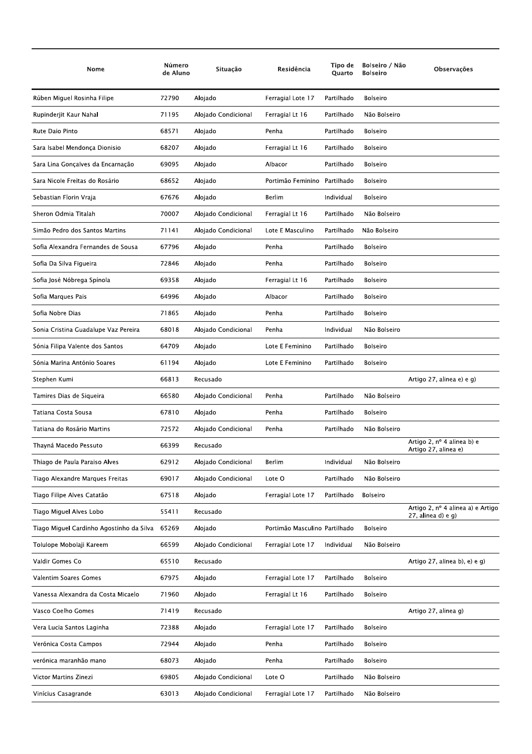| Nome | Número de Aluno | Situação | Residência | Tipo de Quarto | Bolseiro / Não Bolseiro | Observações |
|---|---|---|---|---|---|---|
| Rúben Miguel Rosinha Filipe | 72790 | Alojado | Ferragial Lote 17 | Partilhado | Bolseiro | |
| Rupinderjit Kaur Nahal | 71195 | Alojado Condicional | Ferragial Lt 16 | Partilhado | Não Bolseiro | |
| Rute Daio Pinto | 68571 | Alojado | Penha | Partilhado | Bolseiro | |
| Sara Isabel Mendonça Dionisio | 68207 | Alojado | Ferragial Lt 16 | Partilhado | Bolseiro | |
| Sara Lina Gonçalves da Encarnação | 69095 | Alojado | Albacor | Partilhado | Bolseiro | |
| Sara Nicole Freitas do Rosário | 68652 | Alojado | Portimão Feminino | Partilhado | Bolseiro | |
| Sebastian Florin Vraja | 67676 | Alojado | Berlim | Individual | Bolseiro | |
| Sheron Odmia Titalah | 70007 | Alojado Condicional | Ferragial Lt 16 | Partilhado | Não Bolseiro | |
| Simão Pedro dos Santos Martins | 71141 | Alojado Condicional | Lote E Masculino | Partilhado | Não Bolseiro | |
| Sofia Alexandra Fernandes de Sousa | 67796 | Alojado | Penha | Partilhado | Bolseiro | |
| Sofia Da Silva Figueira | 72846 | Alojado | Penha | Partilhado | Bolseiro | |
| Sofia José Nóbrega Spínola | 69358 | Alojado | Ferragial Lt 16 | Partilhado | Bolseiro | |
| Sofia Marques Pais | 64996 | Alojado | Albacor | Partilhado | Bolseiro | |
| Sofia Nobre Dias | 71865 | Alojado | Penha | Partilhado | Bolseiro | |
| Sonia Cristina Guadalupe Vaz Pereira | 68018 | Alojado Condicional | Penha | Individual | Não Bolseiro | |
| Sónia Filipa Valente dos Santos | 64709 | Alojado | Lote E Feminino | Partilhado | Bolseiro | |
| Sónia Marina António Soares | 61194 | Alojado | Lote E Feminino | Partilhado | Bolseiro | |
| Stephen Kumi | 66813 | Recusado | | | | Artigo 27, alinea e) e g) |
| Tamires Dias de Siqueira | 66580 | Alojado Condicional | Penha | Partilhado | Não Bolseiro | |
| Tatiana Costa Sousa | 67810 | Alojado | Penha | Partilhado | Bolseiro | |
| Tatiana do Rosário Martins | 72572 | Alojado Condicional | Penha | Partilhado | Não Bolseiro | |
| Thayná Macedo Pessuto | 66399 | Recusado | | | | Artigo 2, nº 4 alinea b) e Artigo 27, alinea e) |
| Thiago de Paula Paraiso Alves | 62912 | Alojado Condicional | Berlim | Individual | Não Bolseiro | |
| Tiago Alexandre Marques Freitas | 69017 | Alojado Condicional | Lote O | Partilhado | Não Bolseiro | |
| Tiago Filipe Alves Catatão | 67518 | Alojado | Ferragial Lote 17 | Partilhado | Bolseiro | |
| Tiago Miguel Alves Lobo | 55411 | Recusado | | | | Artigo 2, nº 4 alinea a) e Artigo 27, alinea d) e g) |
| Tiago Miguel Cardinho Agostinho da Silva | 65269 | Alojado | Portimão Masculino | Partilhado | Bolseiro | |
| Tolulope Mobolaji Kareem | 66599 | Alojado Condicional | Ferragial Lote 17 | Individual | Não Bolseiro | |
| Valdir Gomes Co | 65510 | Recusado | | | | Artigo 27, alinea b), e) e g) |
| Valentim Soares Gomes | 67975 | Alojado | Ferragial Lote 17 | Partilhado | Bolseiro | |
| Vanessa Alexandra da Costa Micaelo | 71960 | Alojado | Ferragial Lt 16 | Partilhado | Bolseiro | |
| Vasco Coelho Gomes | 71419 | Recusado | | | | Artigo 27, alinea g) |
| Vera Lucia Santos Laginha | 72388 | Alojado | Ferragial Lote 17 | Partilhado | Bolseiro | |
| Verónica Costa Campos | 72944 | Alojado | Penha | Partilhado | Bolseiro | |
| verónica maranhão mano | 68073 | Alojado | Penha | Partilhado | Bolseiro | |
| Victor Martins Zinezi | 69805 | Alojado Condicional | Lote O | Partilhado | Não Bolseiro | |
| Vinícius Casagrande | 63013 | Alojado Condicional | Ferragial Lote 17 | Partilhado | Não Bolseiro | |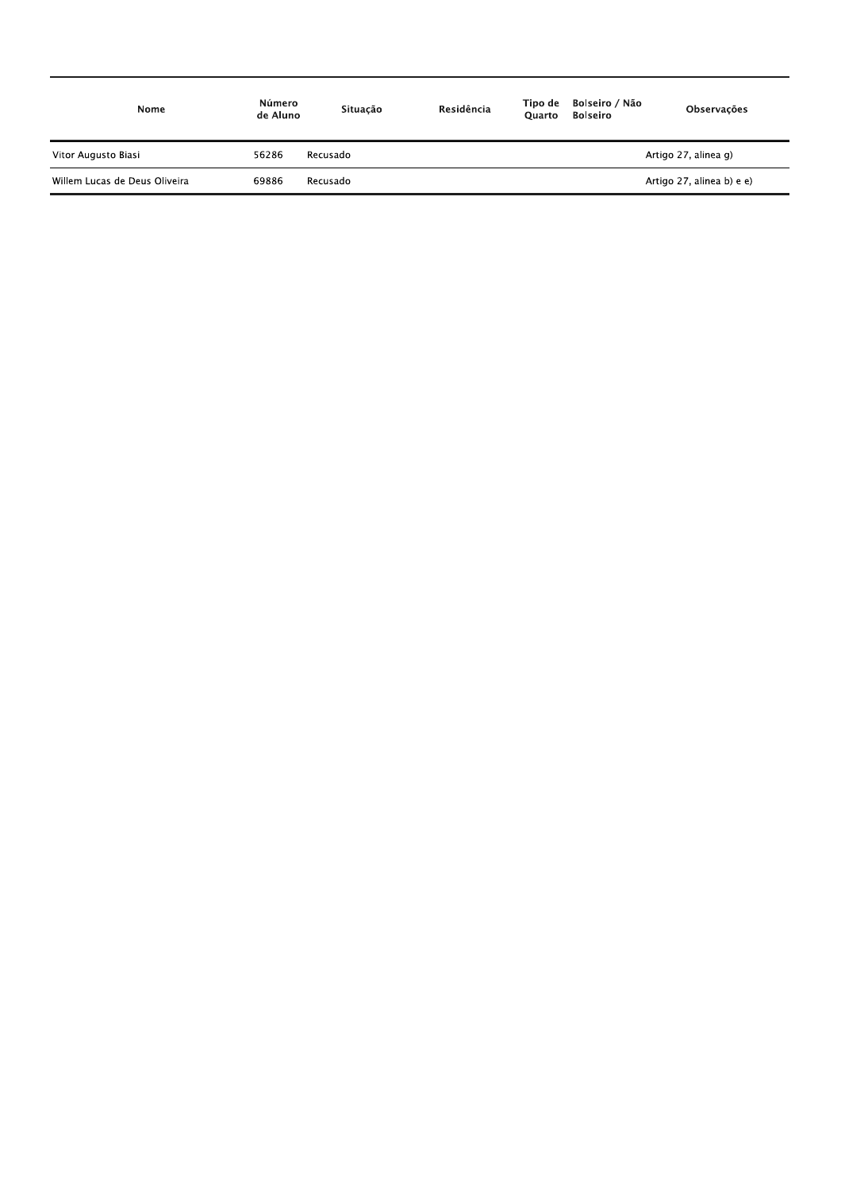| Nome | Número de Aluno | Situação | Residência | Tipo de Quarto | Bolseiro / Não Bolseiro | Observações |
|---|---|---|---|---|---|---|
| Vitor Augusto Biasi | 56286 | Recusado | | | | Artigo 27, alinea g) |
| Willem Lucas de Deus Oliveira | 69886 | Recusado | | | | Artigo 27, alinea b) e e) |